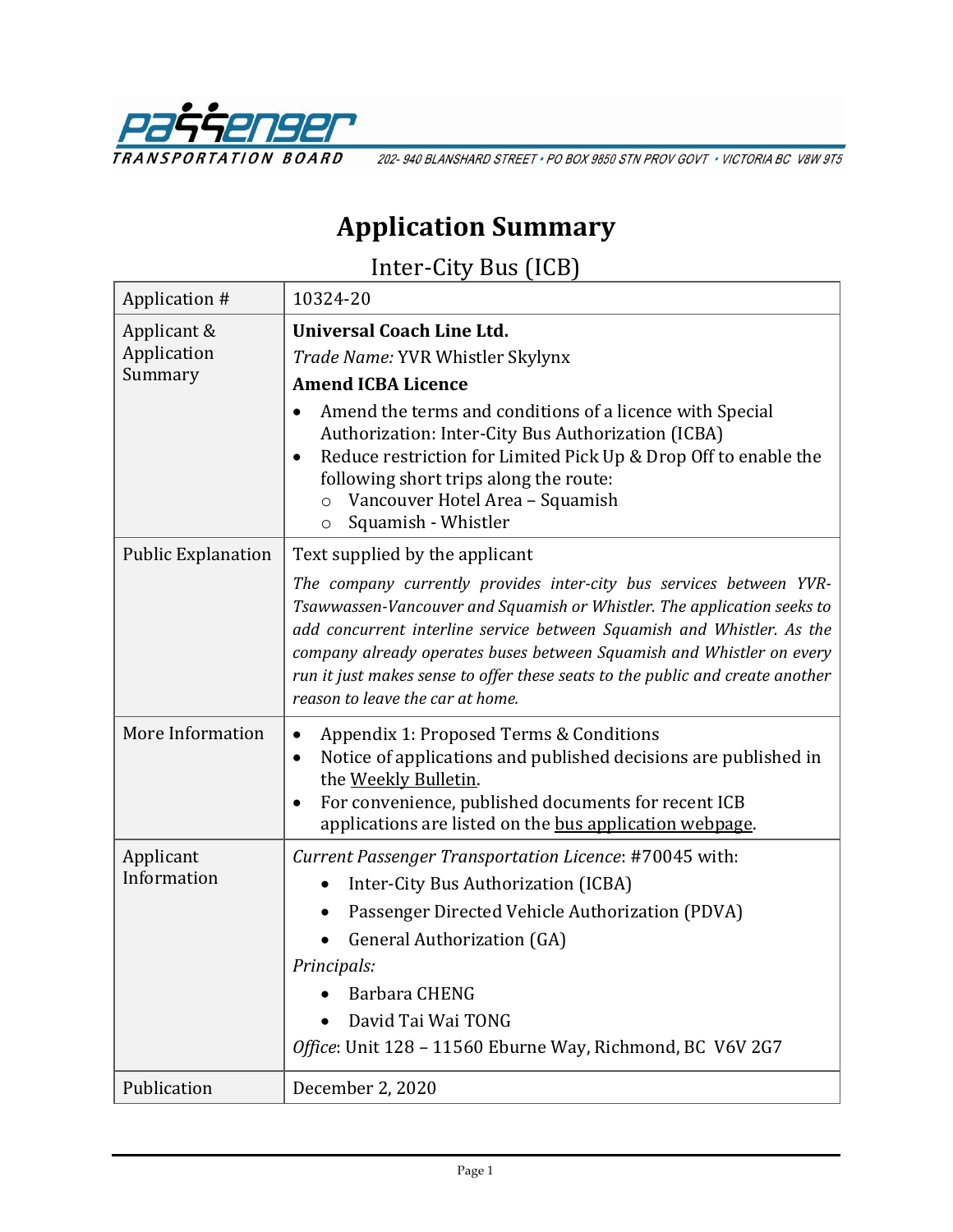Passenger Transportation Board

202- 940 BLANSHARD STREET • PO BOX 9850 STN PROV GOVT • VICTORIA BC V8W 9T5

# Application Summary

## Inter-City Bus (ICB)

| | |
|---|---|
| Application # | 10324-20 |
| Applicant & Application Summary | **Universal Coach Line Ltd.**<br>*Trade Name:* YVR Whistler Skylynx<br>**Amend ICBA Licence**<br>• Amend the terms and conditions of a licence with Special Authorization: Inter-City Bus Authorization (ICBA)<br>• Reduce restriction for Limited Pick Up & Drop Off to enable the following short trips along the route:<br>  ○ Vancouver Hotel Area – Squamish<br>  ○ Squamish - Whistler |
| Public Explanation | Text supplied by the applicant<br>*The company currently provides inter-city bus services between YVR-Tsawwassen-Vancouver and Squamish or Whistler. The application seeks to add concurrent interline service between Squamish and Whistler. As the company already operates buses between Squamish and Whistler on every run it just makes sense to offer these seats to the public and create another reason to leave the car at home.* |
| More Information | • Appendix 1: Proposed Terms & Conditions<br>• Notice of applications and published decisions are published in the Weekly Bulletin.<br>• For convenience, published documents for recent ICB applications are listed on the bus application webpage. |
| Applicant Information | *Current Passenger Transportation Licence*: #70045 with:<br>• Inter-City Bus Authorization (ICBA)<br>• Passenger Directed Vehicle Authorization (PDVA)<br>• General Authorization (GA)<br>*Principals:*<br>• Barbara CHENG<br>• David Tai Wai TONG<br>*Office*: Unit 128 – 11560 Eburne Way, Richmond, BC V6V 2G7 |
| Publication | December 2, 2020 |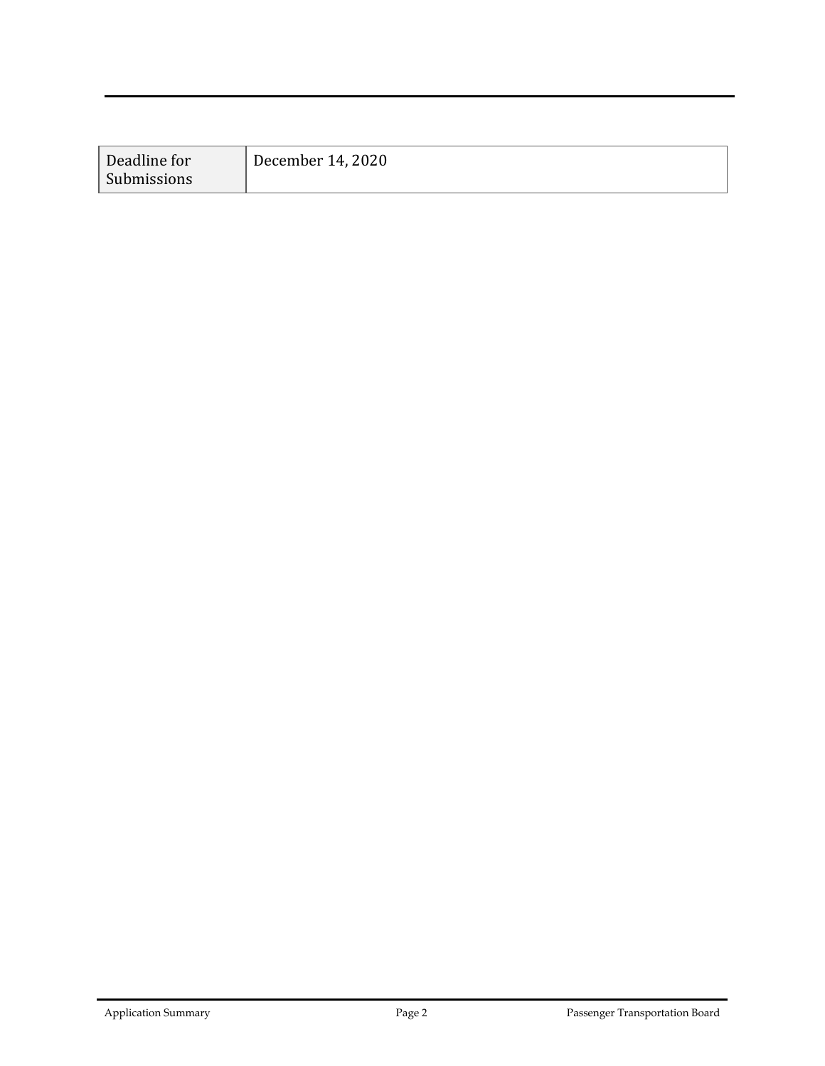| Deadline for Submissions | December 14, 2020 |
|---|---|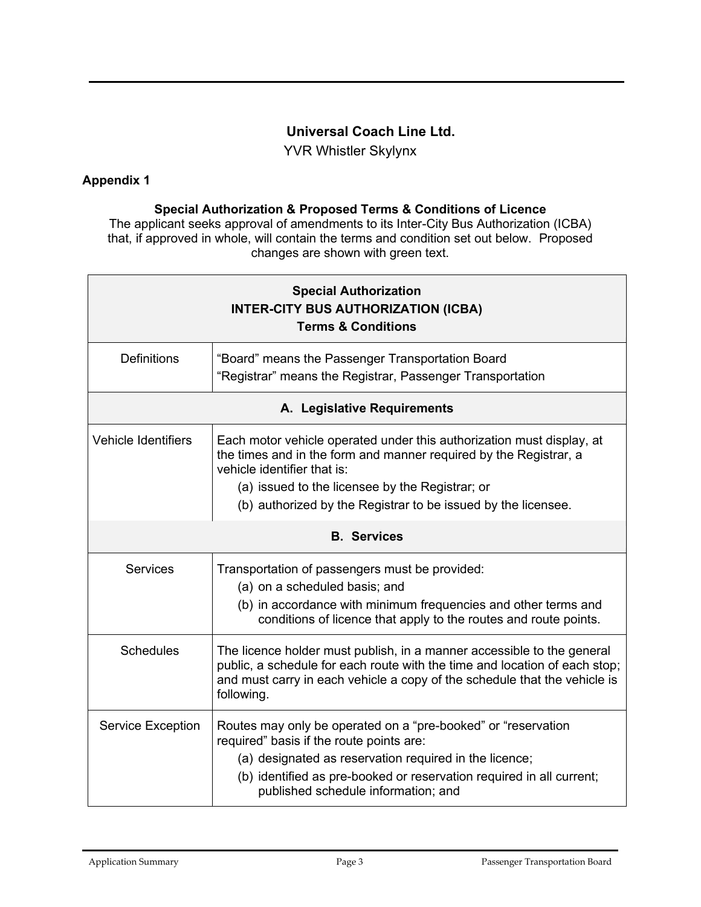**Universal Coach Line Ltd.**

YVR Whistler Skylynx

**Appendix 1**

**Special Authorization & Proposed Terms & Conditions of Licence**

The applicant seeks approval of amendments to its Inter-City Bus Authorization (ICBA) that, if approved in whole, will contain the terms and condition set out below. Proposed changes are shown with green text.

| **Special Authorization INTER-CITY BUS AUTHORIZATION (ICBA) Terms & Conditions** | |
|---|---|
| Definitions | "Board" means the Passenger Transportation Board<br>"Registrar" means the Registrar, Passenger Transportation |
| **A. Legislative Requirements** | |
| Vehicle Identifiers | Each motor vehicle operated under this authorization must display, at the times and in the form and manner required by the Registrar, a vehicle identifier that is:<br>(a) issued to the licensee by the Registrar; or<br>(b) authorized by the Registrar to be issued by the licensee. |
| **B. Services** | |
| Services | Transportation of passengers must be provided:<br>(a) on a scheduled basis; and<br>(b) in accordance with minimum frequencies and other terms and conditions of licence that apply to the routes and route points. |
| Schedules | The licence holder must publish, in a manner accessible to the general public, a schedule for each route with the time and location of each stop; and must carry in each vehicle a copy of the schedule that the vehicle is following. |
| Service Exception | Routes may only be operated on a "pre-booked" or "reservation required" basis if the route points are:<br>(a) designated as reservation required in the licence;<br>(b) identified as pre-booked or reservation required in all current; published schedule information; and |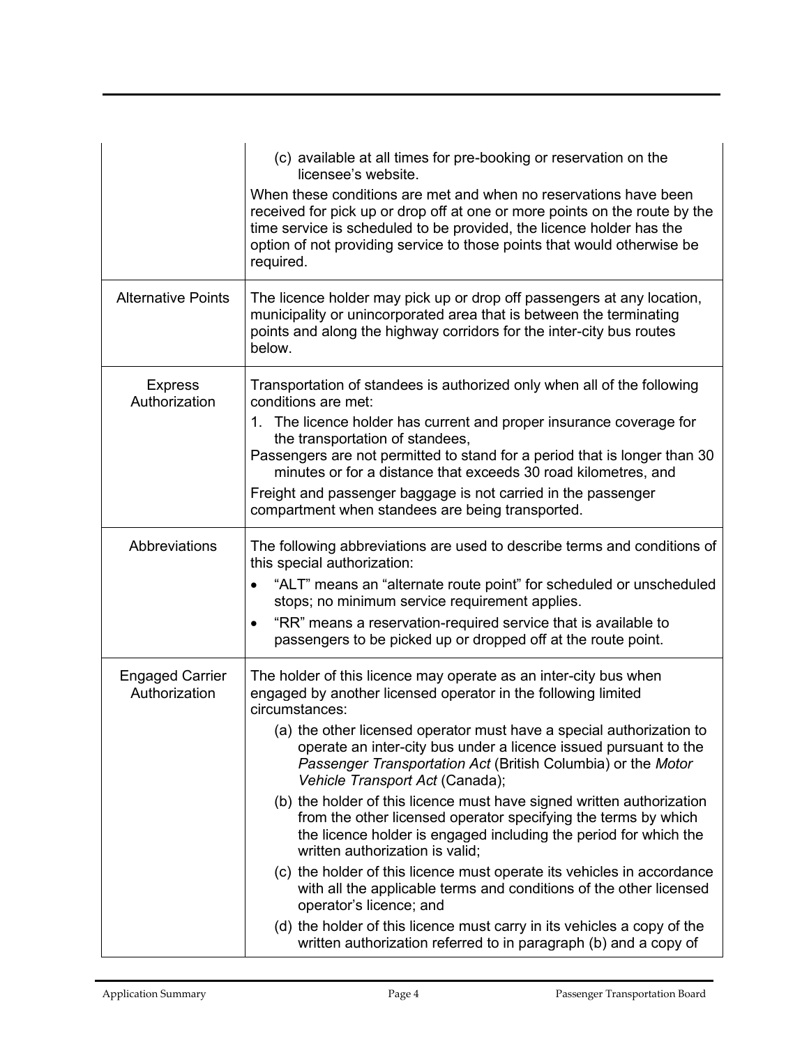| | |
|---|---|
| | (c) available at all times for pre-booking or reservation on the licensee's website.<br><br>When these conditions are met and when no reservations have been received for pick up or drop off at one or more points on the route by the time service is scheduled to be provided, the licence holder has the option of not providing service to those points that would otherwise be required. |
| Alternative Points | The licence holder may pick up or drop off passengers at any location, municipality or unincorporated area that is between the terminating points and along the highway corridors for the inter-city bus routes below. |
| Express Authorization | Transportation of standees is authorized only when all of the following conditions are met:<br><br>1. The licence holder has current and proper insurance coverage for the transportation of standees,<br><br>Passengers are not permitted to stand for a period that is longer than 30 minutes or for a distance that exceeds 30 road kilometres, and<br><br>Freight and passenger baggage is not carried in the passenger compartment when standees are being transported. |
| Abbreviations | The following abbreviations are used to describe terms and conditions of this special authorization:<br><br>• "ALT" means an "alternate route point" for scheduled or unscheduled stops; no minimum service requirement applies.<br><br>• "RR" means a reservation-required service that is available to passengers to be picked up or dropped off at the route point. |
| Engaged Carrier Authorization | The holder of this licence may operate as an inter-city bus when engaged by another licensed operator in the following limited circumstances:<br><br>(a) the other licensed operator must have a special authorization to operate an inter-city bus under a licence issued pursuant to the *Passenger Transportation Act* (British Columbia) or the *Motor Vehicle Transport Act* (Canada);<br><br>(b) the holder of this licence must have signed written authorization from the other licensed operator specifying the terms by which the licence holder is engaged including the period for which the written authorization is valid;<br><br>(c) the holder of this licence must operate its vehicles in accordance with all the applicable terms and conditions of the other licensed operator's licence; and<br><br>(d) the holder of this licence must carry in its vehicles a copy of the written authorization referred to in paragraph (b) and a copy of |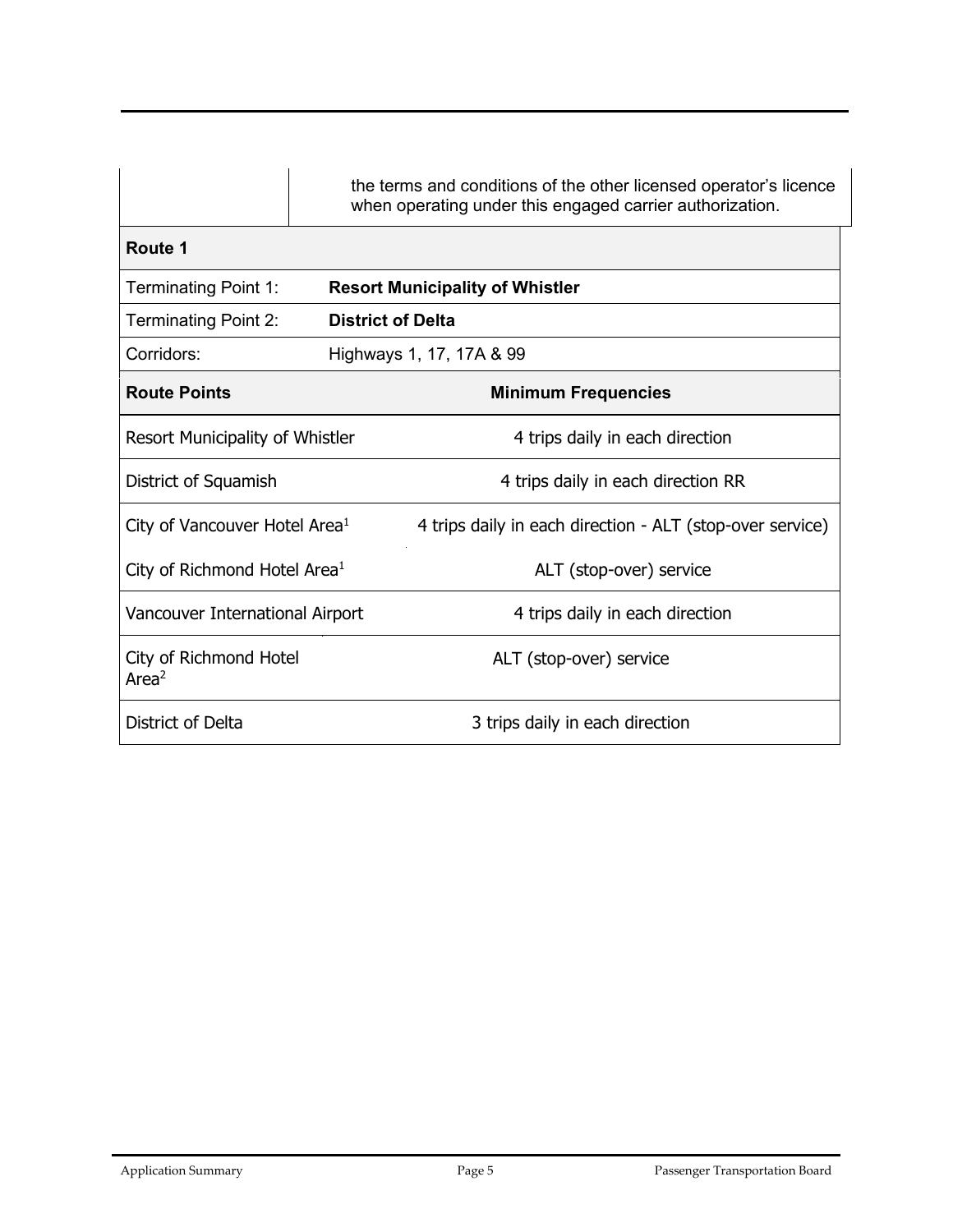| | |
|---|---|
| | the terms and conditions of the other licensed operator's licence when operating under this engaged carrier authorization. |

| **Route 1** | |
|---|---|
| Terminating Point 1: | **Resort Municipality of Whistler** |
| Terminating Point 2: | **District of Delta** |
| Corridors: | Highways 1, 17, 17A & 99 |

| **Route Points** | **Minimum Frequencies** |
|---|---|
| Resort Municipality of Whistler | 4 trips daily in each direction |
| District of Squamish | 4 trips daily in each direction RR |
| City of Vancouver Hotel Area[1] | 4 trips daily in each direction - ALT (stop-over service) |
| City of Richmond Hotel Area[1] | ALT (stop-over) service |
| Vancouver International Airport | 4 trips daily in each direction |
| City of Richmond Hotel Area[2] | ALT (stop-over) service |
| District of Delta | 3 trips daily in each direction |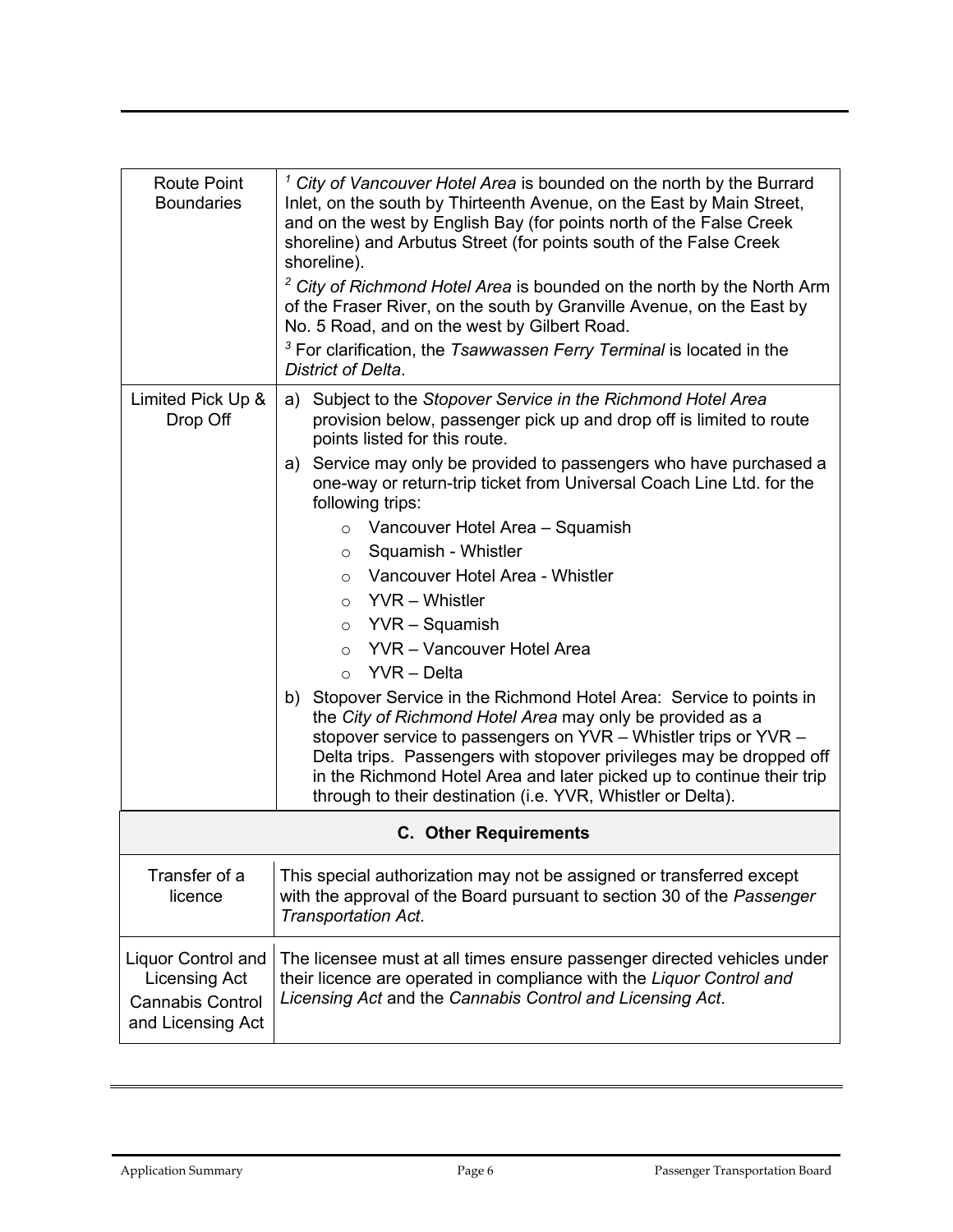| | |
|---|---|
| Route Point Boundaries | [1] *City of Vancouver Hotel Area* is bounded on the north by the Burrard Inlet, on the south by Thirteenth Avenue, on the East by Main Street, and on the west by English Bay (for points north of the False Creek shoreline) and Arbutus Street (for points south of the False Creek shoreline).<br>[2] *City of Richmond Hotel Area* is bounded on the north by the North Arm of the Fraser River, on the south by Granville Avenue, on the East by No. 5 Road, and on the west by Gilbert Road.<br>[3] For clarification, the *Tsawwassen Ferry Terminal* is located in the *District of Delta*. |
| Limited Pick Up & Drop Off | a) Subject to the *Stopover Service in the Richmond Hotel Area* provision below, passenger pick up and drop off is limited to route points listed for this route.<br>a) Service may only be provided to passengers who have purchased a one-way or return-trip ticket from Universal Coach Line Ltd. for the following trips:<br>○ Vancouver Hotel Area – Squamish<br>○ Squamish - Whistler<br>○ Vancouver Hotel Area - Whistler<br>○ YVR – Whistler<br>○ YVR – Squamish<br>○ YVR – Vancouver Hotel Area<br>○ YVR – Delta<br>b) Stopover Service in the Richmond Hotel Area: Service to points in the *City of Richmond Hotel Area* may only be provided as a stopover service to passengers on YVR – Whistler trips or YVR – Delta trips. Passengers with stopover privileges may be dropped off in the Richmond Hotel Area and later picked up to continue their trip through to their destination (i.e. YVR, Whistler or Delta). |
| **C. Other Requirements** | |
| Transfer of a licence | This special authorization may not be assigned or transferred except with the approval of the Board pursuant to section 30 of the *Passenger Transportation Act*. |
| Liquor Control and Licensing Act Cannabis Control and Licensing Act | The licensee must at all times ensure passenger directed vehicles under their licence are operated in compliance with the *Liquor Control and Licensing Act* and the *Cannabis Control and Licensing Act*. |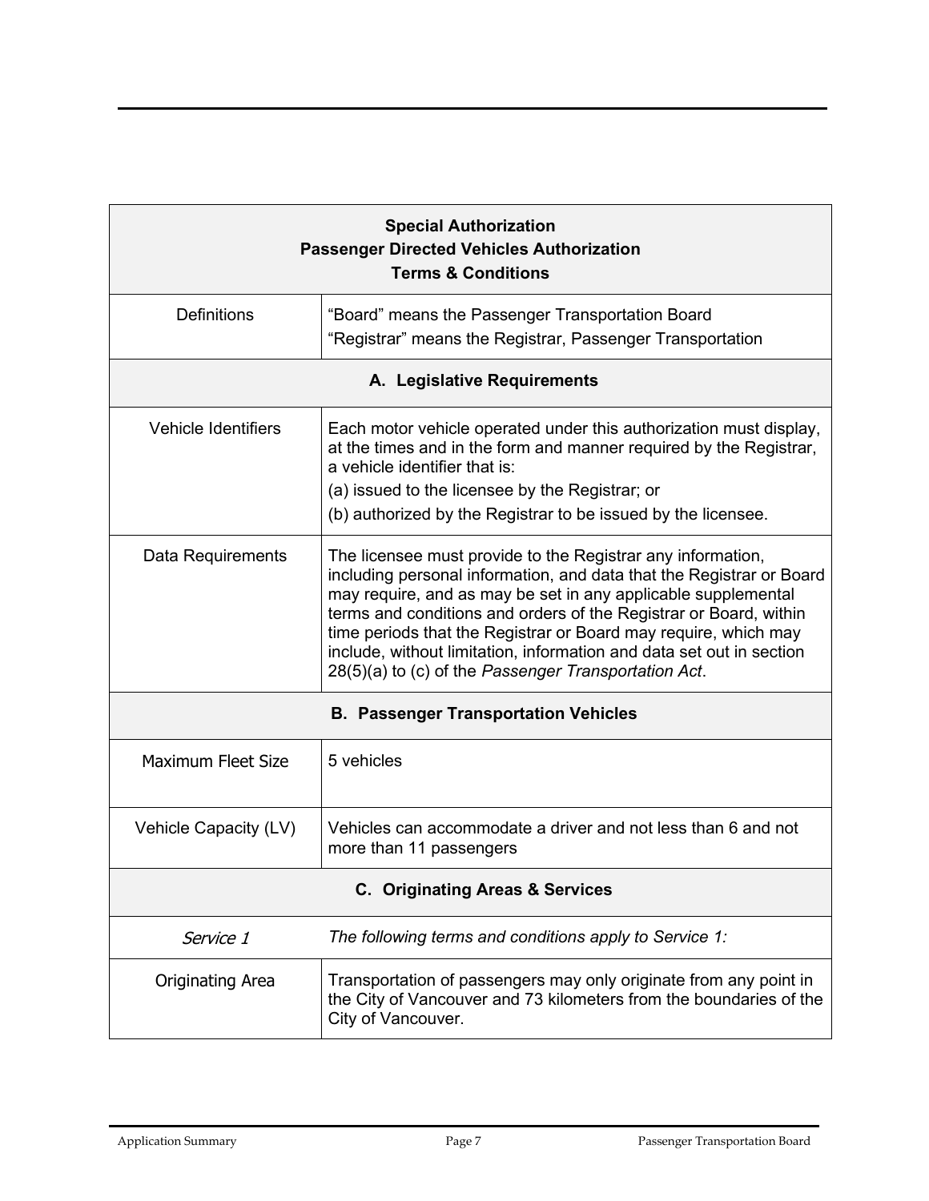| **Special Authorization**<br>**Passenger Directed Vehicles Authorization**<br>**Terms & Conditions** | |
|---|---|
| Definitions | "Board" means the Passenger Transportation Board<br>"Registrar" means the Registrar, Passenger Transportation |
| **A. Legislative Requirements** | |
| Vehicle Identifiers | Each motor vehicle operated under this authorization must display, at the times and in the form and manner required by the Registrar, a vehicle identifier that is:<br>(a) issued to the licensee by the Registrar; or<br>(b) authorized by the Registrar to be issued by the licensee. |
| Data Requirements | The licensee must provide to the Registrar any information, including personal information, and data that the Registrar or Board may require, and as may be set in any applicable supplemental terms and conditions and orders of the Registrar or Board, within time periods that the Registrar or Board may require, which may include, without limitation, information and data set out in section 28(5)(a) to (c) of the *Passenger Transportation Act*. |
| **B. Passenger Transportation Vehicles** | |
| Maximum Fleet Size | 5 vehicles |
| Vehicle Capacity (LV) | Vehicles can accommodate a driver and not less than 6 and not more than 11 passengers |
| **C. Originating Areas & Services** | |
| *Service 1* | *The following terms and conditions apply to Service 1:* |
| Originating Area | Transportation of passengers may only originate from any point in the City of Vancouver and 73 kilometers from the boundaries of the City of Vancouver. |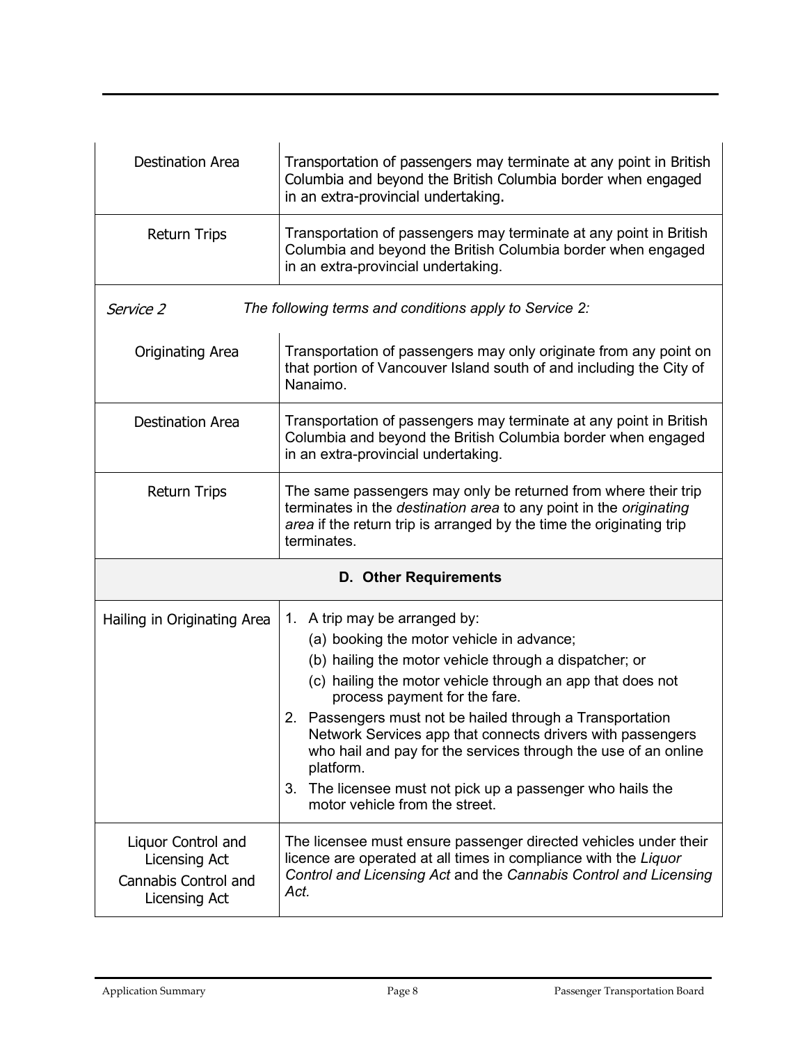| | |
|---|---|
| Destination Area | Transportation of passengers may terminate at any point in British Columbia and beyond the British Columbia border when engaged in an extra-provincial undertaking. |
| Return Trips | Transportation of passengers may terminate at any point in British Columbia and beyond the British Columbia border when engaged in an extra-provincial undertaking. |
| *Service 2* | *The following terms and conditions apply to Service 2:* |
| Originating Area | Transportation of passengers may only originate from any point on that portion of Vancouver Island south of and including the City of Nanaimo. |
| Destination Area | Transportation of passengers may terminate at any point in British Columbia and beyond the British Columbia border when engaged in an extra-provincial undertaking. |
| Return Trips | The same passengers may only be returned from where their trip terminates in the *destination area* to any point in the *originating area* if the return trip is arranged by the time the originating trip terminates. |
| **D. Other Requirements** | |
| Hailing in Originating Area | 1. A trip may be arranged by:<br>(a) booking the motor vehicle in advance;<br>(b) hailing the motor vehicle through a dispatcher; or<br>(c) hailing the motor vehicle through an app that does not process payment for the fare.<br>2. Passengers must not be hailed through a Transportation Network Services app that connects drivers with passengers who hail and pay for the services through the use of an online platform.<br>3. The licensee must not pick up a passenger who hails the motor vehicle from the street. |
| Liquor Control and Licensing Act<br>Cannabis Control and Licensing Act | The licensee must ensure passenger directed vehicles under their licence are operated at all times in compliance with the *Liquor Control and Licensing Act* and the *Cannabis Control and Licensing Act.* |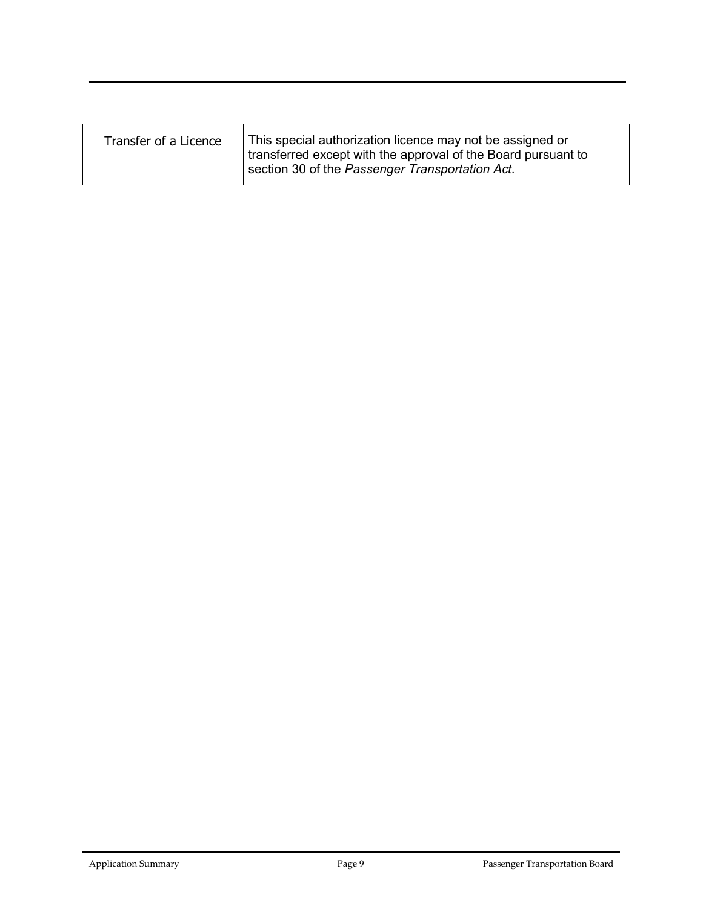| | |
|---|---|
| Transfer of a Licence | This special authorization licence may not be assigned or transferred except with the approval of the Board pursuant to section 30 of the *Passenger Transportation Act*. |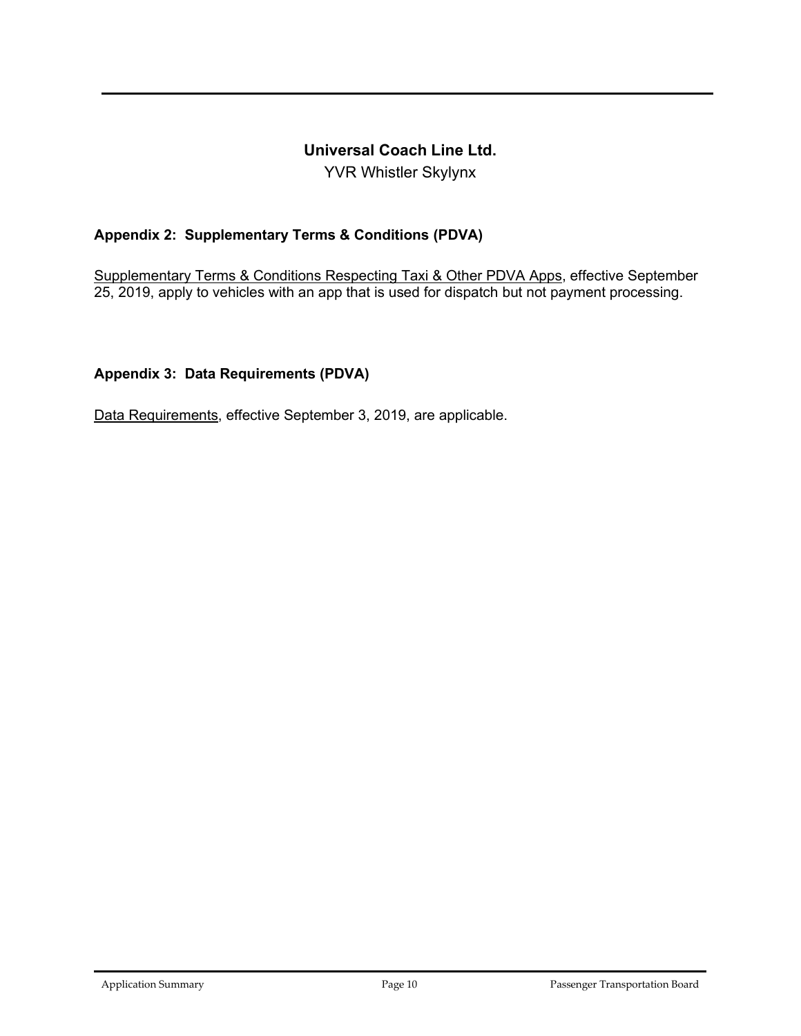**Universal Coach Line Ltd.**

YVR Whistler Skylynx

### Appendix 2: Supplementary Terms & Conditions (PDVA)

Supplementary Terms & Conditions Respecting Taxi & Other PDVA Apps, effective September 25, 2019, apply to vehicles with an app that is used for dispatch but not payment processing.

### Appendix 3: Data Requirements (PDVA)

Data Requirements, effective September 3, 2019, are applicable.